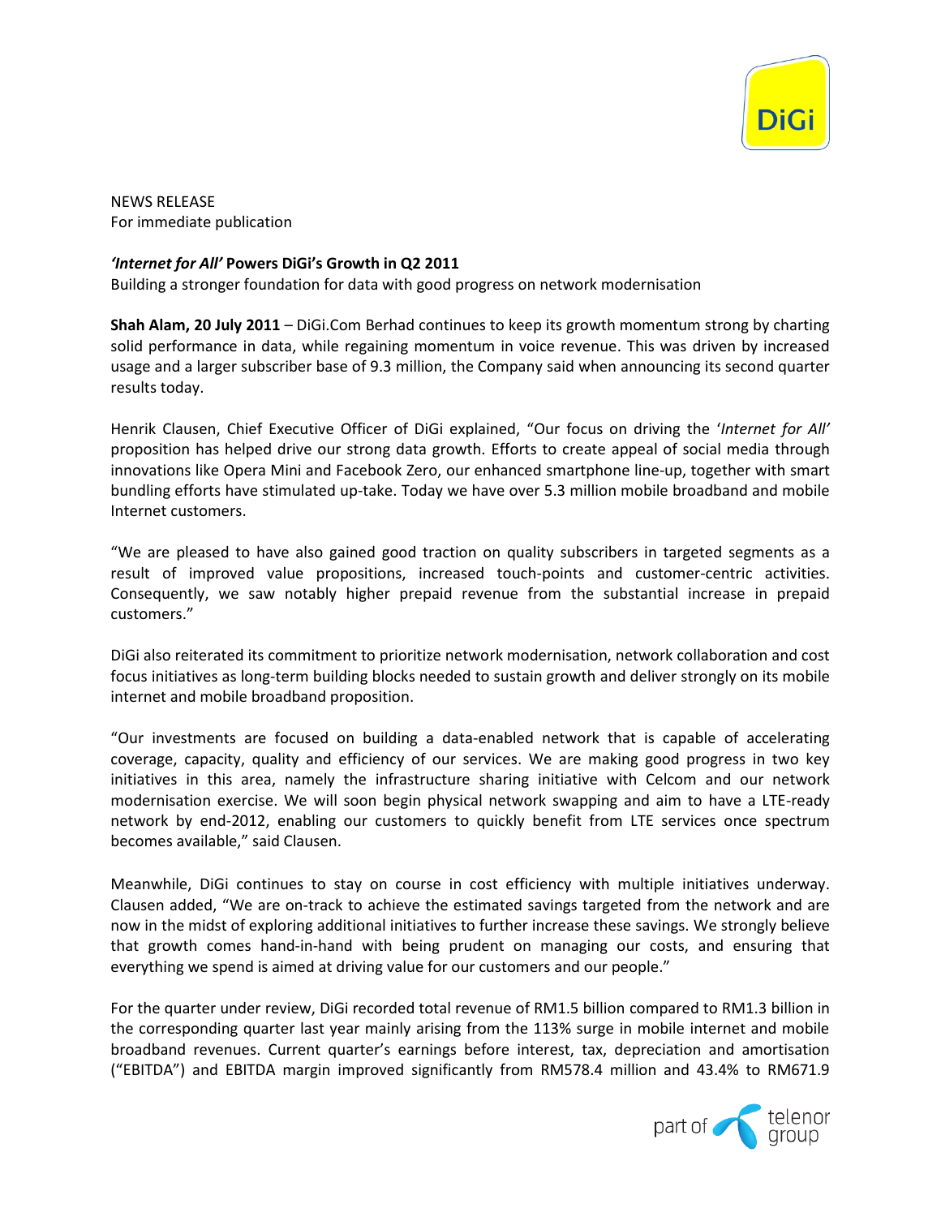NEWS RELEASE
For immediate publication

## *'Internet for All'* Powers DiGi's Growth in Q2 2011

Building a stronger foundation for data with good progress on network modernisation

**Shah Alam, 20 July 2011** – DiGi.Com Berhad continues to keep its growth momentum strong by charting solid performance in data, while regaining momentum in voice revenue. This was driven by increased usage and a larger subscriber base of 9.3 million, the Company said when announcing its second quarter results today.

Henrik Clausen, Chief Executive Officer of DiGi explained, "Our focus on driving the '*Internet for All'* proposition has helped drive our strong data growth. Efforts to create appeal of social media through innovations like Opera Mini and Facebook Zero, our enhanced smartphone line-up, together with smart bundling efforts have stimulated up-take. Today we have over 5.3 million mobile broadband and mobile Internet customers.

"We are pleased to have also gained good traction on quality subscribers in targeted segments as a result of improved value propositions, increased touch-points and customer-centric activities. Consequently, we saw notably higher prepaid revenue from the substantial increase in prepaid customers."

DiGi also reiterated its commitment to prioritize network modernisation, network collaboration and cost focus initiatives as long-term building blocks needed to sustain growth and deliver strongly on its mobile internet and mobile broadband proposition.

"Our investments are focused on building a data-enabled network that is capable of accelerating coverage, capacity, quality and efficiency of our services. We are making good progress in two key initiatives in this area, namely the infrastructure sharing initiative with Celcom and our network modernisation exercise. We will soon begin physical network swapping and aim to have a LTE-ready network by end-2012, enabling our customers to quickly benefit from LTE services once spectrum becomes available," said Clausen.

Meanwhile, DiGi continues to stay on course in cost efficiency with multiple initiatives underway. Clausen added, "We are on-track to achieve the estimated savings targeted from the network and are now in the midst of exploring additional initiatives to further increase these savings. We strongly believe that growth comes hand-in-hand with being prudent on managing our costs, and ensuring that everything we spend is aimed at driving value for our customers and our people."

For the quarter under review, DiGi recorded total revenue of RM1.5 billion compared to RM1.3 billion in the corresponding quarter last year mainly arising from the 113% surge in mobile internet and mobile broadband revenues. Current quarter's earnings before interest, tax, depreciation and amortisation ("EBITDA") and EBITDA margin improved significantly from RM578.4 million and 43.4% to RM671.9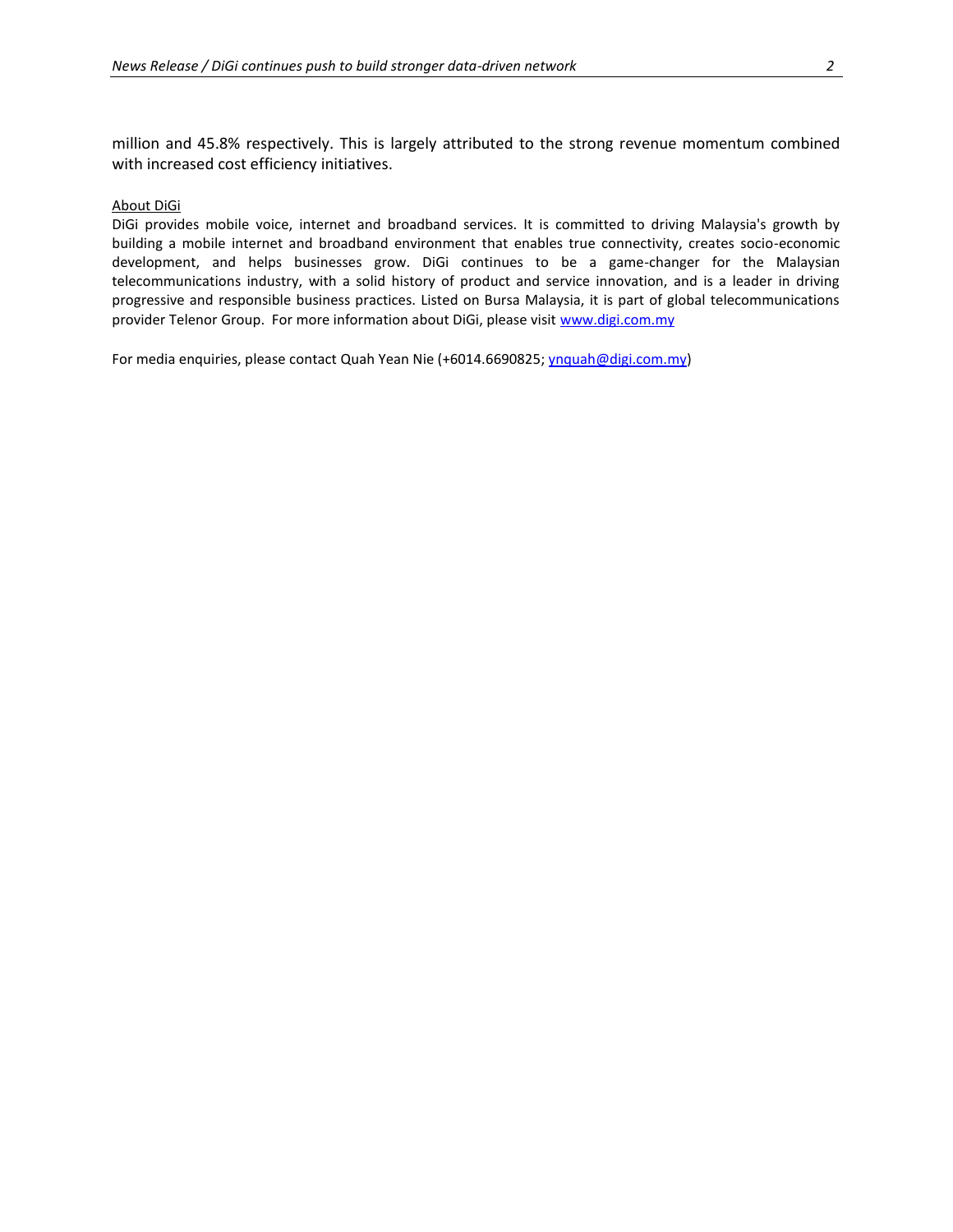million and 45.8% respectively. This is largely attributed to the strong revenue momentum combined with increased cost efficiency initiatives.

About DiGi

DiGi provides mobile voice, internet and broadband services. It is committed to driving Malaysia's growth by building a mobile internet and broadband environment that enables true connectivity, creates socio-economic development, and helps businesses grow. DiGi continues to be a game-changer for the Malaysian telecommunications industry, with a solid history of product and service innovation, and is a leader in driving progressive and responsible business practices. Listed on Bursa Malaysia, it is part of global telecommunications provider Telenor Group. For more information about DiGi, please visit www.digi.com.my

For media enquiries, please contact Quah Yean Nie (+6014.6690825; ynquah@digi.com.my)